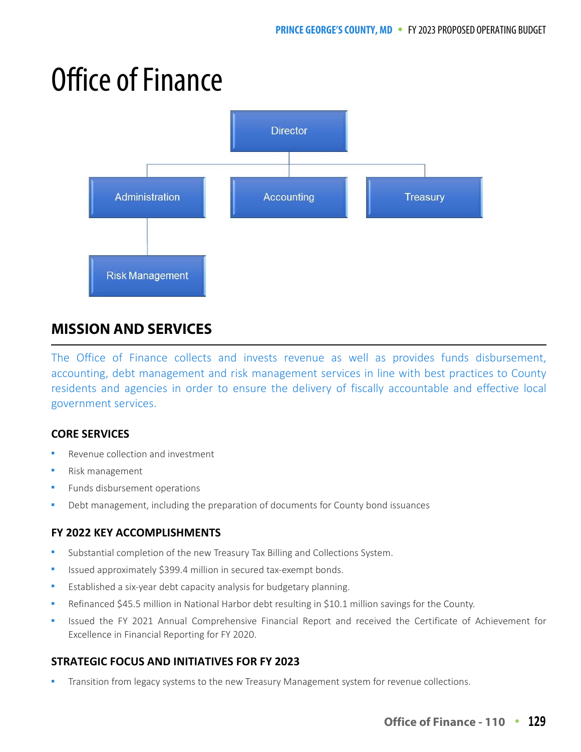# Office of Finance

Director
- Administration
  - Risk Management
- Accounting
- Treasury

## MISSION AND SERVICES

The Office of Finance collects and invests revenue as well as provides funds disbursement, accounting, debt management and risk management services in line with best practices to County residents and agencies in order to ensure the delivery of fiscally accountable and effective local government services.

### CORE SERVICES

- Revenue collection and investment
- Risk management
- Funds disbursement operations
- Debt management, including the preparation of documents for County bond issuances

### FY 2022 KEY ACCOMPLISHMENTS

- Substantial completion of the new Treasury Tax Billing and Collections System.
- Issued approximately $399.4 million in secured tax-exempt bonds.
- Established a six-year debt capacity analysis for budgetary planning.
- Refinanced $45.5 million in National Harbor debt resulting in $10.1 million savings for the County.
- Issued the FY 2021 Annual Comprehensive Financial Report and received the Certificate of Achievement for Excellence in Financial Reporting for FY 2020.

### STRATEGIC FOCUS AND INITIATIVES FOR FY 2023

- Transition from legacy systems to the new Treasury Management system for revenue collections.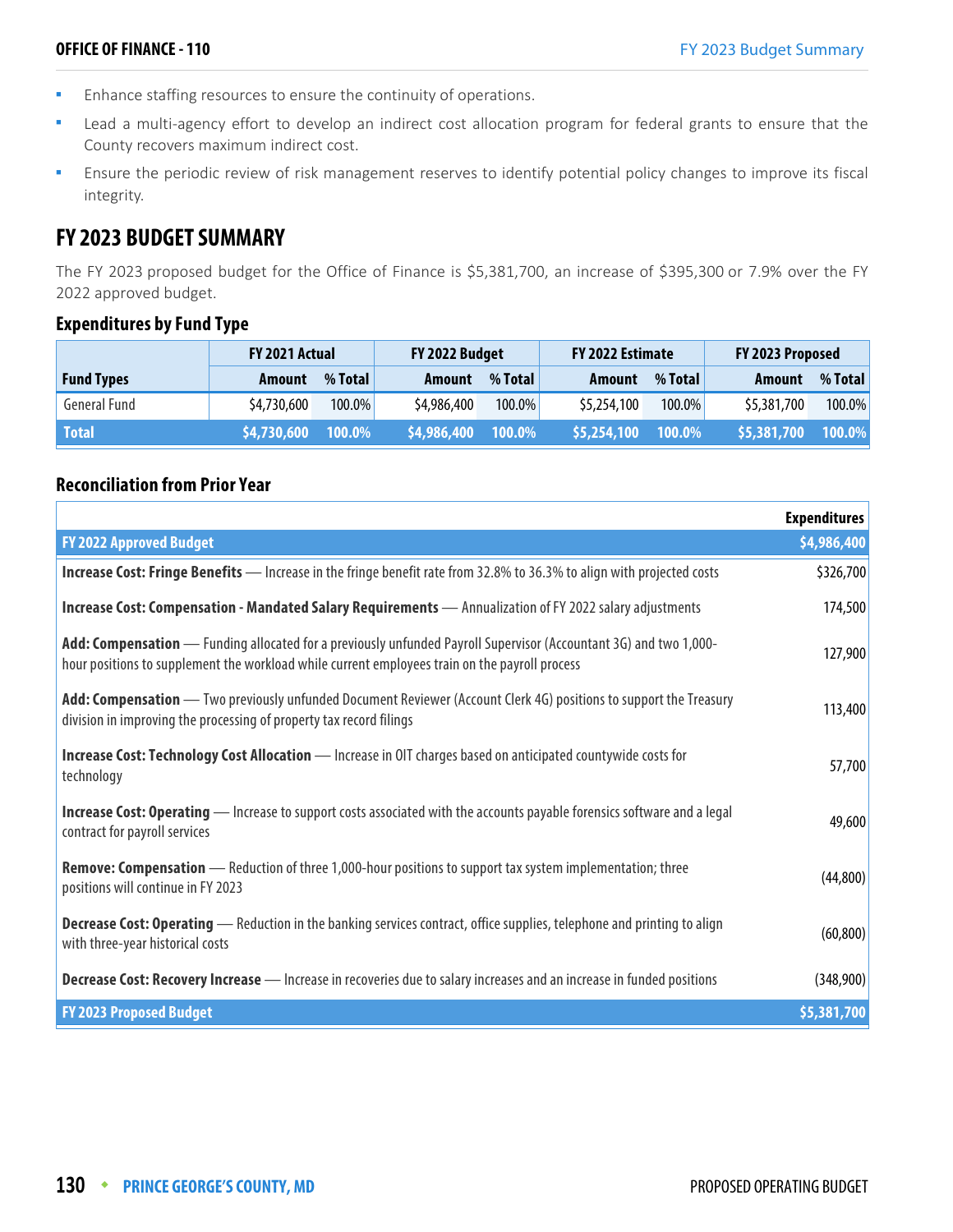- Enhance staffing resources to ensure the continuity of operations.
- Lead a multi-agency effort to develop an indirect cost allocation program for federal grants to ensure that the County recovers maximum indirect cost.
- Ensure the periodic review of risk management reserves to identify potential policy changes to improve its fiscal integrity.

## FY 2023 BUDGET SUMMARY

The FY 2023 proposed budget for the Office of Finance is $5,381,700, an increase of $395,300 or 7.9% over the FY 2022 approved budget.

### Expenditures by Fund Type

| | FY 2021 Actual | | FY 2022 Budget | | FY 2022 Estimate | | FY 2023 Proposed | |
|---|---|---|---|---|---|---|---|---|
| **Fund Types** | **Amount** | **% Total** | **Amount** | **% Total** | **Amount** | **% Total** | **Amount** | **% Total** |
| General Fund | $4,730,600 | 100.0% | $4,986,400 | 100.0% | $5,254,100 | 100.0% | $5,381,700 | 100.0% |
| **Total** | **$4,730,600** | **100.0%** | **$4,986,400** | **100.0%** | **$5,254,100** | **100.0%** | **$5,381,700** | **100.0%** |

### Reconciliation from Prior Year

| | Expenditures |
|---|---|
| **FY 2022 Approved Budget** | **$4,986,400** |
| **Increase Cost: Fringe Benefits** — Increase in the fringe benefit rate from 32.8% to 36.3% to align with projected costs | $326,700 |
| **Increase Cost: Compensation - Mandated Salary Requirements** — Annualization of FY 2022 salary adjustments | 174,500 |
| **Add: Compensation** — Funding allocated for a previously unfunded Payroll Supervisor (Accountant 3G) and two 1,000-hour positions to supplement the workload while current employees train on the payroll process | 127,900 |
| **Add: Compensation** — Two previously unfunded Document Reviewer (Account Clerk 4G) positions to support the Treasury division in improving the processing of property tax record filings | 113,400 |
| **Increase Cost: Technology Cost Allocation** — Increase in OIT charges based on anticipated countywide costs for technology | 57,700 |
| **Increase Cost: Operating** — Increase to support costs associated with the accounts payable forensics software and a legal contract for payroll services | 49,600 |
| **Remove: Compensation** — Reduction of three 1,000-hour positions to support tax system implementation; three positions will continue in FY 2023 | (44,800) |
| **Decrease Cost: Operating** — Reduction in the banking services contract, office supplies, telephone and printing to align with three-year historical costs | (60,800) |
| **Decrease Cost: Recovery Increase** — Increase in recoveries due to salary increases and an increase in funded positions | (348,900) |
| **FY 2023 Proposed Budget** | **$5,381,700** |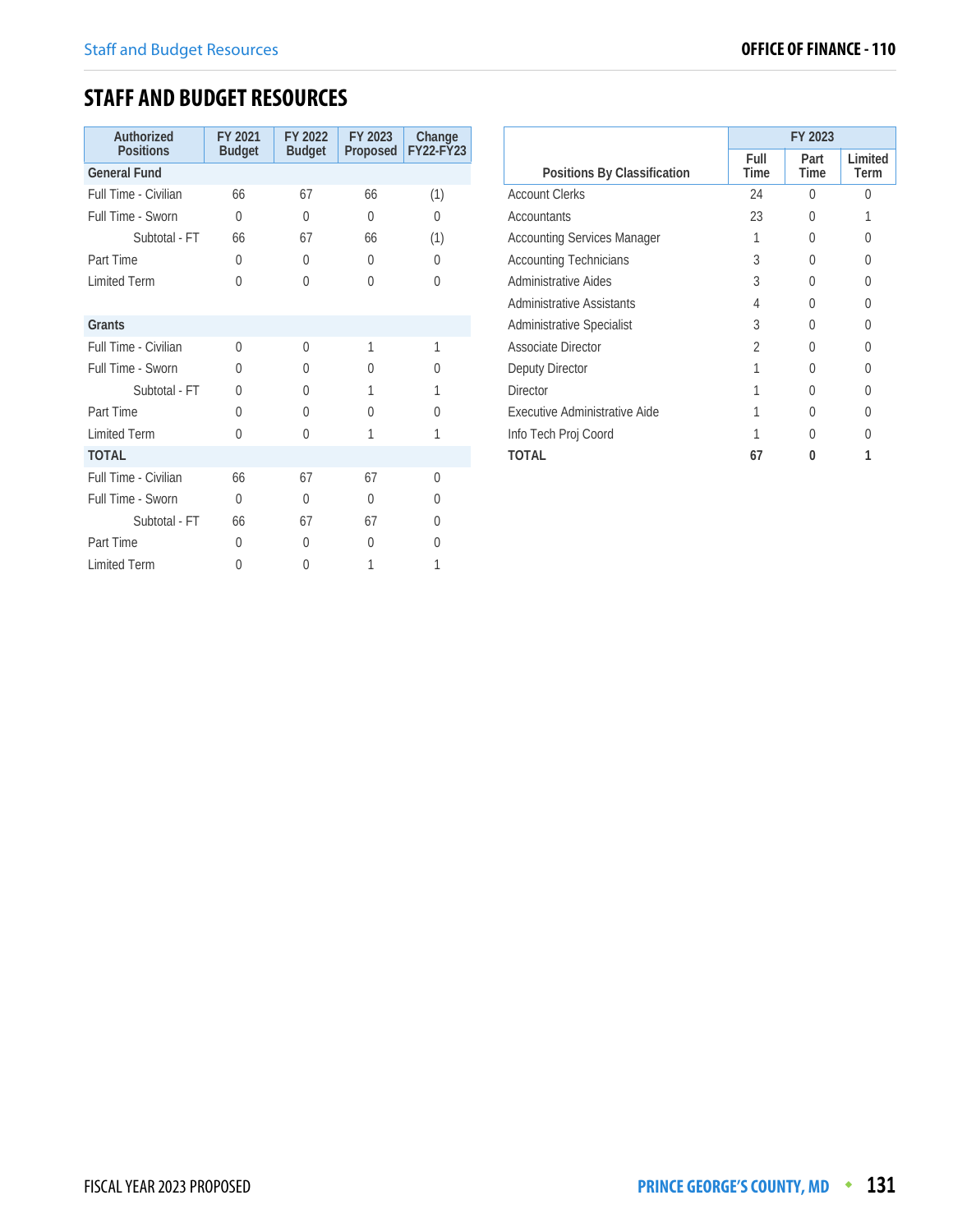## STAFF AND BUDGET RESOURCES

| Authorized Positions | FY 2021 Budget | FY 2022 Budget | FY 2023 Proposed | Change FY22-FY23 |
|---|---|---|---|---|
| **General Fund** | | | | |
| Full Time - Civilian | 66 | 67 | 66 | (1) |
| Full Time - Sworn | 0 | 0 | 0 | 0 |
| Subtotal - FT | 66 | 67 | 66 | (1) |
| Part Time | 0 | 0 | 0 | 0 |
| Limited Term | 0 | 0 | 0 | 0 |
| **Grants** | | | | |
| Full Time - Civilian | 0 | 0 | 1 | 1 |
| Full Time - Sworn | 0 | 0 | 0 | 0 |
| Subtotal - FT | 0 | 0 | 1 | 1 |
| Part Time | 0 | 0 | 0 | 0 |
| Limited Term | 0 | 0 | 1 | 1 |
| **TOTAL** | | | | |
| Full Time - Civilian | 66 | 67 | 67 | 0 |
| Full Time - Sworn | 0 | 0 | 0 | 0 |
| Subtotal - FT | 66 | 67 | 67 | 0 |
| Part Time | 0 | 0 | 0 | 0 |
| Limited Term | 0 | 0 | 1 | 1 |

| Positions By Classification | FY 2023 | | |
|---|---|---|---|
| | Full Time | Part Time | Limited Term |
| Account Clerks | 24 | 0 | 0 |
| Accountants | 23 | 0 | 1 |
| Accounting Services Manager | 1 | 0 | 0 |
| Accounting Technicians | 3 | 0 | 0 |
| Administrative Aides | 3 | 0 | 0 |
| Administrative Assistants | 4 | 0 | 0 |
| Administrative Specialist | 3 | 0 | 0 |
| Associate Director | 2 | 0 | 0 |
| Deputy Director | 1 | 0 | 0 |
| Director | 1 | 0 | 0 |
| Executive Administrative Aide | 1 | 0 | 0 |
| Info Tech Proj Coord | 1 | 0 | 0 |
| **TOTAL** | **67** | **0** | **1** |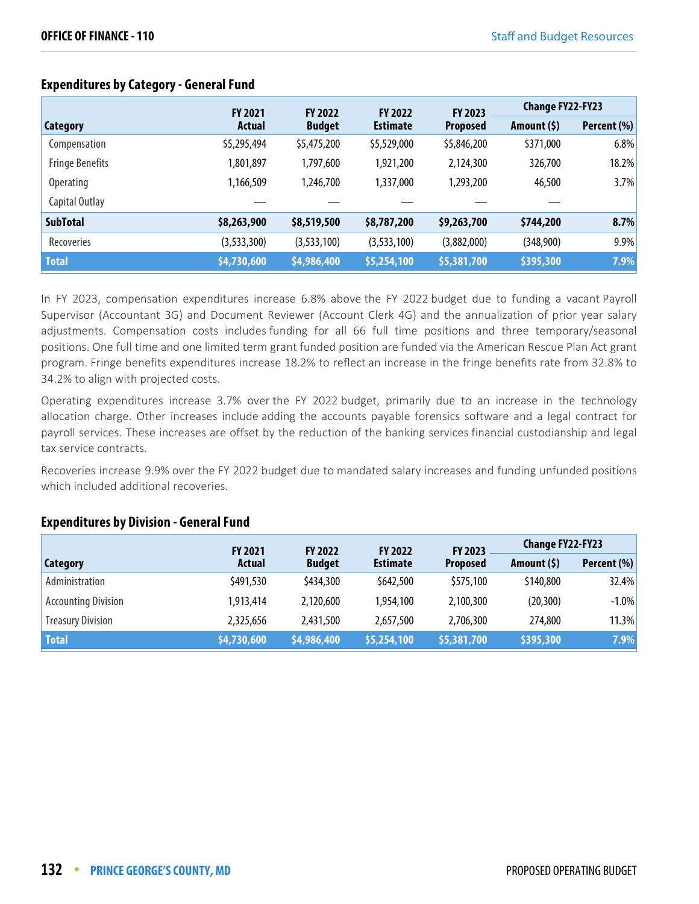## Expenditures by Category - General Fund

| Category | FY 2021 Actual | FY 2022 Budget | FY 2022 Estimate | FY 2023 Proposed | Change FY22-FY23 | |
|---|---|---|---|---|---|---|
| | | | | | Amount ($) | Percent (%) |
| Compensation | $5,295,494 | $5,475,200 | $5,529,000 | $5,846,200 | $371,000 | 6.8% |
| Fringe Benefits | 1,801,897 | 1,797,600 | 1,921,200 | 2,124,300 | 326,700 | 18.2% |
| Operating | 1,166,509 | 1,246,700 | 1,337,000 | 1,293,200 | 46,500 | 3.7% |
| Capital Outlay | — | — | — | — | — | |
| **SubTotal** | **$8,263,900** | **$8,519,500** | **$8,787,200** | **$9,263,700** | **$744,200** | **8.7%** |
| Recoveries | (3,533,300) | (3,533,100) | (3,533,100) | (3,882,000) | (348,900) | 9.9% |
| **Total** | **$4,730,600** | **$4,986,400** | **$5,254,100** | **$5,381,700** | **$395,300** | **7.9%** |

In FY 2023, compensation expenditures increase 6.8% above the FY 2022 budget due to funding a vacant Payroll Supervisor (Accountant 3G) and Document Reviewer (Account Clerk 4G) and the annualization of prior year salary adjustments. Compensation costs includes funding for all 66 full time positions and three temporary/seasonal positions. One full time and one limited term grant funded position are funded via the American Rescue Plan Act grant program. Fringe benefits expenditures increase 18.2% to reflect an increase in the fringe benefits rate from 32.8% to 34.2% to align with projected costs.

Operating expenditures increase 3.7% over the FY 2022 budget, primarily due to an increase in the technology allocation charge. Other increases include adding the accounts payable forensics software and a legal contract for payroll services. These increases are offset by the reduction of the banking services financial custodianship and legal tax service contracts.

Recoveries increase 9.9% over the FY 2022 budget due to mandated salary increases and funding unfunded positions which included additional recoveries.

## Expenditures by Division - General Fund

| Category | FY 2021 Actual | FY 2022 Budget | FY 2022 Estimate | FY 2023 Proposed | Change FY22-FY23 | |
|---|---|---|---|---|---|---|
| | | | | | Amount ($) | Percent (%) |
| Administration | $491,530 | $434,300 | $642,500 | $575,100 | $140,800 | 32.4% |
| Accounting Division | 1,913,414 | 2,120,600 | 1,954,100 | 2,100,300 | (20,300) | -1.0% |
| Treasury Division | 2,325,656 | 2,431,500 | 2,657,500 | 2,706,300 | 274,800 | 11.3% |
| **Total** | **$4,730,600** | **$4,986,400** | **$5,254,100** | **$5,381,700** | **$395,300** | **7.9%** |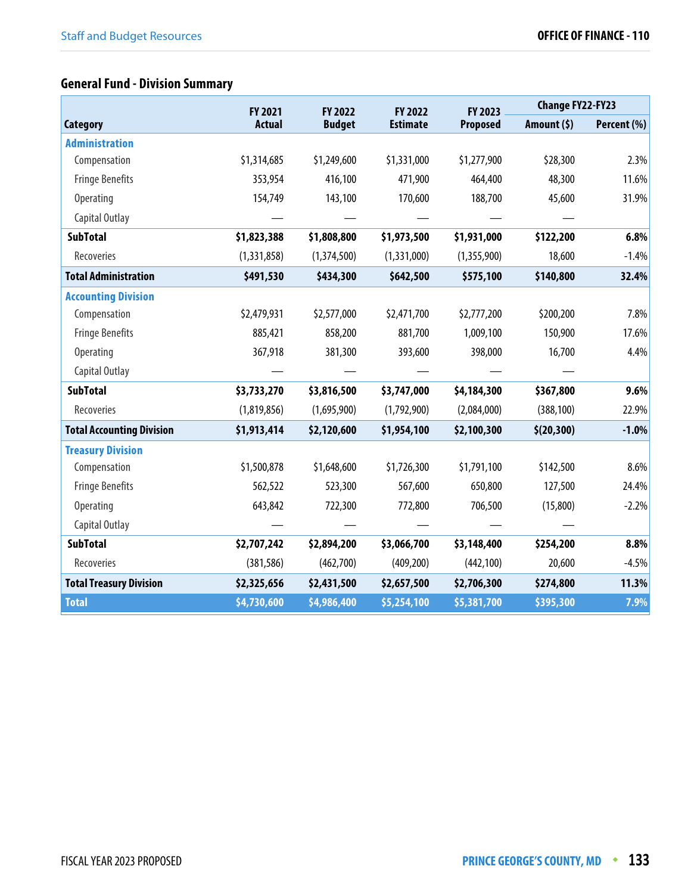## General Fund - Division Summary

| Category | FY 2021 Actual | FY 2022 Budget | FY 2022 Estimate | FY 2023 Proposed | Change FY22-FY23 Amount ($) | Change FY22-FY23 Percent (%) |
|---|---|---|---|---|---|---|
| **Administration** | | | | | | |
| Compensation | $1,314,685 | $1,249,600 | $1,331,000 | $1,277,900 | $28,300 | 2.3% |
| Fringe Benefits | 353,954 | 416,100 | 471,900 | 464,400 | 48,300 | 11.6% |
| Operating | 154,749 | 143,100 | 170,600 | 188,700 | 45,600 | 31.9% |
| Capital Outlay | — | — | — | — | — | |
| **SubTotal** | **$1,823,388** | **$1,808,800** | **$1,973,500** | **$1,931,000** | **$122,200** | **6.8%** |
| Recoveries | (1,331,858) | (1,374,500) | (1,331,000) | (1,355,900) | 18,600 | -1.4% |
| **Total Administration** | **$491,530** | **$434,300** | **$642,500** | **$575,100** | **$140,800** | **32.4%** |
| **Accounting Division** | | | | | | |
| Compensation | $2,479,931 | $2,577,000 | $2,471,700 | $2,777,200 | $200,200 | 7.8% |
| Fringe Benefits | 885,421 | 858,200 | 881,700 | 1,009,100 | 150,900 | 17.6% |
| Operating | 367,918 | 381,300 | 393,600 | 398,000 | 16,700 | 4.4% |
| Capital Outlay | — | — | — | — | — | |
| **SubTotal** | **$3,733,270** | **$3,816,500** | **$3,747,000** | **$4,184,300** | **$367,800** | **9.6%** |
| Recoveries | (1,819,856) | (1,695,900) | (1,792,900) | (2,084,000) | (388,100) | 22.9% |
| **Total Accounting Division** | **$1,913,414** | **$2,120,600** | **$1,954,100** | **$2,100,300** | **$(20,300)** | **-1.0%** |
| **Treasury Division** | | | | | | |
| Compensation | $1,500,878 | $1,648,600 | $1,726,300 | $1,791,100 | $142,500 | 8.6% |
| Fringe Benefits | 562,522 | 523,300 | 567,600 | 650,800 | 127,500 | 24.4% |
| Operating | 643,842 | 722,300 | 772,800 | 706,500 | (15,800) | -2.2% |
| Capital Outlay | — | — | — | — | — | |
| **SubTotal** | **$2,707,242** | **$2,894,200** | **$3,066,700** | **$3,148,400** | **$254,200** | **8.8%** |
| Recoveries | (381,586) | (462,700) | (409,200) | (442,100) | 20,600 | -4.5% |
| **Total Treasury Division** | **$2,325,656** | **$2,431,500** | **$2,657,500** | **$2,706,300** | **$274,800** | **11.3%** |
| **Total** | **$4,730,600** | **$4,986,400** | **$5,254,100** | **$5,381,700** | **$395,300** | **7.9%** |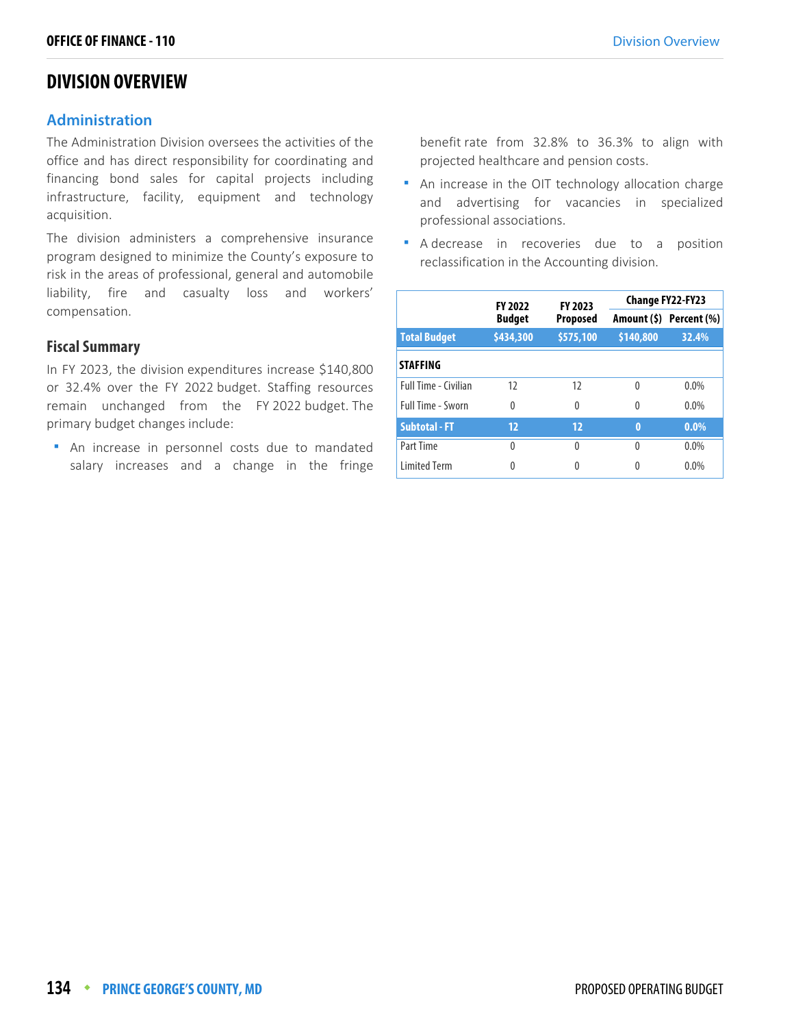# DIVISION OVERVIEW

## Administration

The Administration Division oversees the activities of the office and has direct responsibility for coordinating and financing bond sales for capital projects including infrastructure, facility, equipment and technology acquisition.

The division administers a comprehensive insurance program designed to minimize the County's exposure to risk in the areas of professional, general and automobile liability, fire and casualty loss and workers' compensation.

### Fiscal Summary

In FY 2023, the division expenditures increase $140,800 or 32.4% over the FY 2022 budget. Staffing resources remain unchanged from the FY 2022 budget. The primary budget changes include:

- An increase in personnel costs due to mandated salary increases and a change in the fringe benefit rate from 32.8% to 36.3% to align with projected healthcare and pension costs.
- An increase in the OIT technology allocation charge and advertising for vacancies in specialized professional associations.
- A decrease in recoveries due to a position reclassification in the Accounting division.

| | FY 2022 Budget | FY 2023 Proposed | Change FY22-FY23 | |
|---|---|---|---|---|
| | | | Amount ($) | Percent (%) |
| **Total Budget** | **$434,300** | **$575,100** | **$140,800** | **32.4%** |
| **STAFFING** | | | | |
| Full Time - Civilian | 12 | 12 | 0 | 0.0% |
| Full Time - Sworn | 0 | 0 | 0 | 0.0% |
| **Subtotal - FT** | **12** | **12** | **0** | **0.0%** |
| Part Time | 0 | 0 | 0 | 0.0% |
| Limited Term | 0 | 0 | 0 | 0.0% |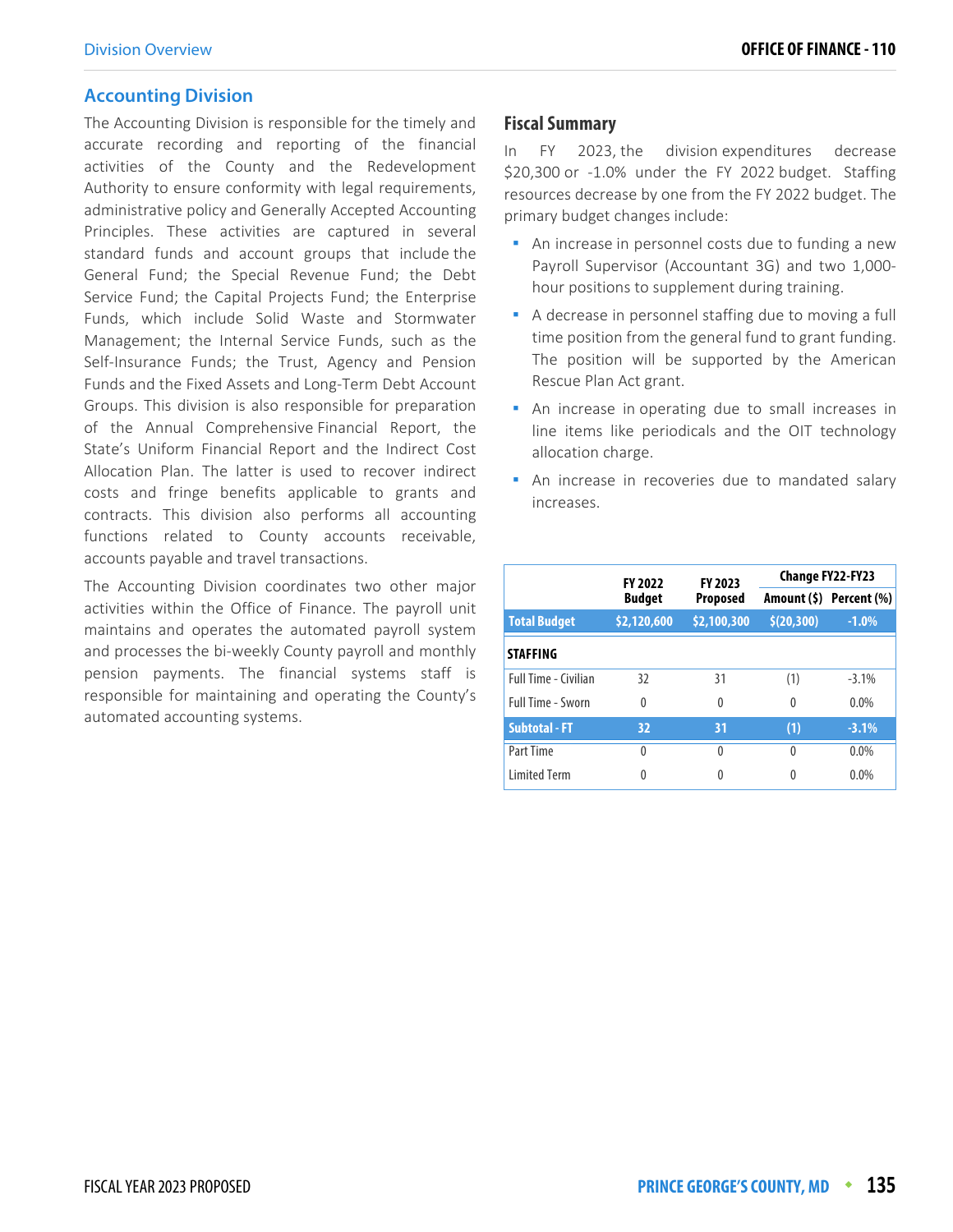## Accounting Division

The Accounting Division is responsible for the timely and accurate recording and reporting of the financial activities of the County and the Redevelopment Authority to ensure conformity with legal requirements, administrative policy and Generally Accepted Accounting Principles. These activities are captured in several standard funds and account groups that include the General Fund; the Special Revenue Fund; the Debt Service Fund; the Capital Projects Fund; the Enterprise Funds, which include Solid Waste and Stormwater Management; the Internal Service Funds, such as the Self-Insurance Funds; the Trust, Agency and Pension Funds and the Fixed Assets and Long-Term Debt Account Groups. This division is also responsible for preparation of the Annual Comprehensive Financial Report, the State's Uniform Financial Report and the Indirect Cost Allocation Plan. The latter is used to recover indirect costs and fringe benefits applicable to grants and contracts. This division also performs all accounting functions related to County accounts receivable, accounts payable and travel transactions.

The Accounting Division coordinates two other major activities within the Office of Finance. The payroll unit maintains and operates the automated payroll system and processes the bi-weekly County payroll and monthly pension payments. The financial systems staff is responsible for maintaining and operating the County's automated accounting systems.

### Fiscal Summary

In FY 2023, the division expenditures decrease $20,300 or -1.0% under the FY 2022 budget. Staffing resources decrease by one from the FY 2022 budget. The primary budget changes include:

- An increase in personnel costs due to funding a new Payroll Supervisor (Accountant 3G) and two 1,000-hour positions to supplement during training.
- A decrease in personnel staffing due to moving a full time position from the general fund to grant funding. The position will be supported by the American Rescue Plan Act grant.
- An increase in operating due to small increases in line items like periodicals and the OIT technology allocation charge.
- An increase in recoveries due to mandated salary increases.

| | FY 2022 Budget | FY 2023 Proposed | Change FY22-FY23 | |
|---|---|---|---|---|
| | | | Amount ($) | Percent (%) |
| **Total Budget** | **$2,120,600** | **$2,100,300** | **$(20,300)** | **-1.0%** |
| **STAFFING** | | | | |
| Full Time - Civilian | 32 | 31 | (1) | -3.1% |
| Full Time - Sworn | 0 | 0 | 0 | 0.0% |
| **Subtotal - FT** | **32** | **31** | **(1)** | **-3.1%** |
| Part Time | 0 | 0 | 0 | 0.0% |
| Limited Term | 0 | 0 | 0 | 0.0% |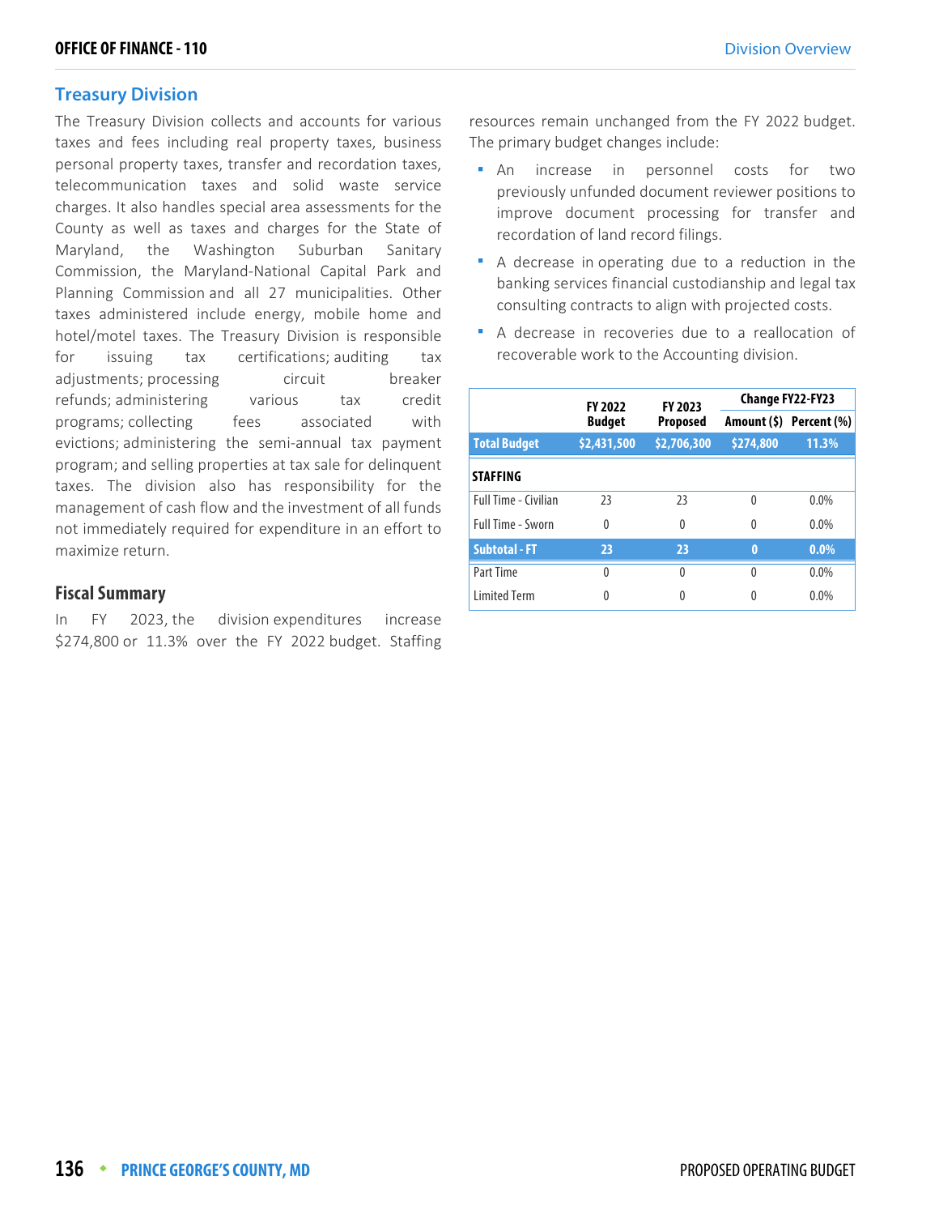## Treasury Division

The Treasury Division collects and accounts for various taxes and fees including real property taxes, business personal property taxes, transfer and recordation taxes, telecommunication taxes and solid waste service charges. It also handles special area assessments for the County as well as taxes and charges for the State of Maryland, the Washington Suburban Sanitary Commission, the Maryland-National Capital Park and Planning Commission and all 27 municipalities. Other taxes administered include energy, mobile home and hotel/motel taxes. The Treasury Division is responsible for issuing tax certifications; auditing tax adjustments; processing circuit breaker refunds; administering various tax credit programs; collecting fees associated with evictions; administering the semi-annual tax payment program; and selling properties at tax sale for delinquent taxes. The division also has responsibility for the management of cash flow and the investment of all funds not immediately required for expenditure in an effort to maximize return.

### Fiscal Summary

In FY 2023, the division expenditures increase $274,800 or 11.3% over the FY 2022 budget. Staffing resources remain unchanged from the FY 2022 budget. The primary budget changes include:

- An increase in personnel costs for two previously unfunded document reviewer positions to improve document processing for transfer and recordation of land record filings.
- A decrease in operating due to a reduction in the banking services financial custodianship and legal tax consulting contracts to align with projected costs.
- A decrease in recoveries due to a reallocation of recoverable work to the Accounting division.

| | FY 2022 Budget | FY 2023 Proposed | Change FY22-FY23 | |
|---|---|---|---|---|
| | | | Amount ($) | Percent (%) |
| **Total Budget** | **$2,431,500** | **$2,706,300** | **$274,800** | **11.3%** |
| **STAFFING** | | | | |
| Full Time - Civilian | 23 | 23 | 0 | 0.0% |
| Full Time - Sworn | 0 | 0 | 0 | 0.0% |
| **Subtotal - FT** | **23** | **23** | **0** | **0.0%** |
| Part Time | 0 | 0 | 0 | 0.0% |
| Limited Term | 0 | 0 | 0 | 0.0% |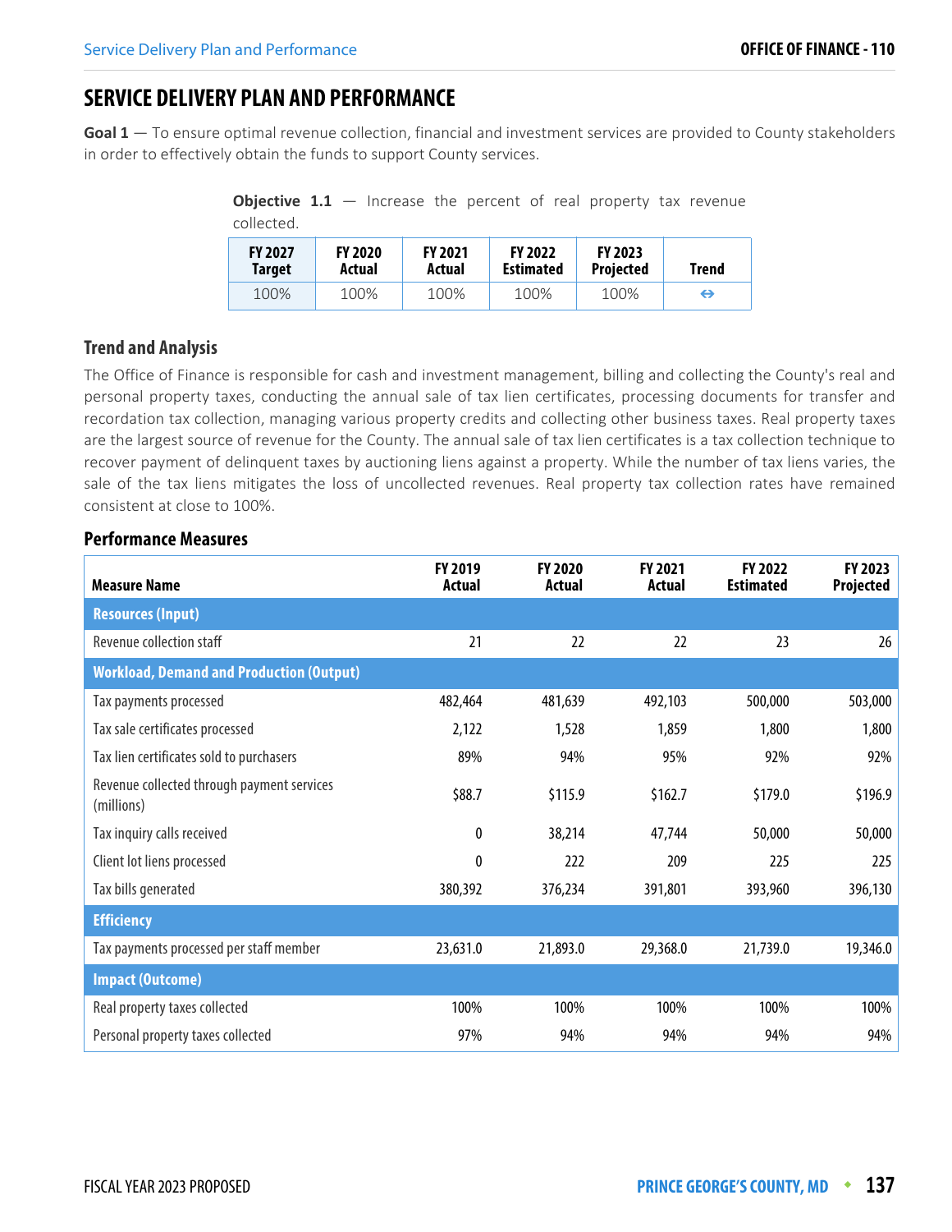# SERVICE DELIVERY PLAN AND PERFORMANCE

**Goal 1** — To ensure optimal revenue collection, financial and investment services are provided to County stakeholders in order to effectively obtain the funds to support County services.

**Objective 1.1** — Increase the percent of real property tax revenue collected.

| FY 2027 Target | FY 2020 Actual | FY 2021 Actual | FY 2022 Estimated | FY 2023 Projected | Trend |
|---|---|---|---|---|---|
| 100% | 100% | 100% | 100% | 100% | ⇔ |

### Trend and Analysis

The Office of Finance is responsible for cash and investment management, billing and collecting the County's real and personal property taxes, conducting the annual sale of tax lien certificates, processing documents for transfer and recordation tax collection, managing various property credits and collecting other business taxes. Real property taxes are the largest source of revenue for the County. The annual sale of tax lien certificates is a tax collection technique to recover payment of delinquent taxes by auctioning liens against a property. While the number of tax liens varies, the sale of the tax liens mitigates the loss of uncollected revenues. Real property tax collection rates have remained consistent at close to 100%.

### Performance Measures

| Measure Name | FY 2019 Actual | FY 2020 Actual | FY 2021 Actual | FY 2022 Estimated | FY 2023 Projected |
|---|---|---|---|---|---|
| **Resources (Input)** | | | | | |
| Revenue collection staff | 21 | 22 | 22 | 23 | 26 |
| **Workload, Demand and Production (Output)** | | | | | |
| Tax payments processed | 482,464 | 481,639 | 492,103 | 500,000 | 503,000 |
| Tax sale certificates processed | 2,122 | 1,528 | 1,859 | 1,800 | 1,800 |
| Tax lien certificates sold to purchasers | 89% | 94% | 95% | 92% | 92% |
| Revenue collected through payment services (millions) | $88.7 | $115.9 | $162.7 | $179.0 | $196.9 |
| Tax inquiry calls received | 0 | 38,214 | 47,744 | 50,000 | 50,000 |
| Client lot liens processed | 0 | 222 | 209 | 225 | 225 |
| Tax bills generated | 380,392 | 376,234 | 391,801 | 393,960 | 396,130 |
| **Efficiency** | | | | | |
| Tax payments processed per staff member | 23,631.0 | 21,893.0 | 29,368.0 | 21,739.0 | 19,346.0 |
| **Impact (Outcome)** | | | | | |
| Real property taxes collected | 100% | 100% | 100% | 100% | 100% |
| Personal property taxes collected | 97% | 94% | 94% | 94% | 94% |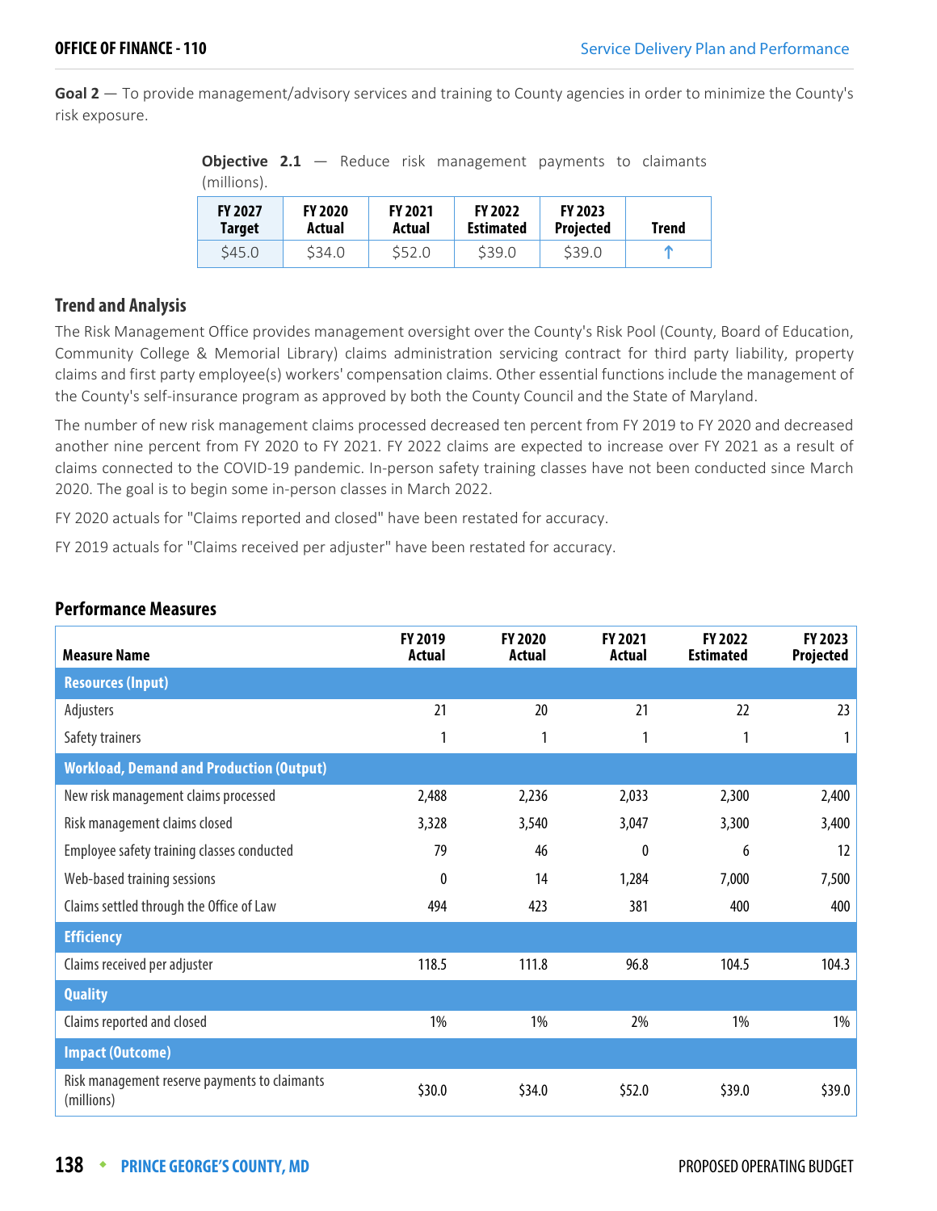**Goal 2** — To provide management/advisory services and training to County agencies in order to minimize the County's risk exposure.

**Objective 2.1** — Reduce risk management payments to claimants (millions).

| FY 2027 Target | FY 2020 Actual | FY 2021 Actual | FY 2022 Estimated | FY 2023 Projected | Trend |
|---|---|---|---|---|---|
| $45.0 | $34.0 | $52.0 | $39.0 | $39.0 | ↑ |

## Trend and Analysis

The Risk Management Office provides management oversight over the County's Risk Pool (County, Board of Education, Community College & Memorial Library) claims administration servicing contract for third party liability, property claims and first party employee(s) workers' compensation claims. Other essential functions include the management of the County's self-insurance program as approved by both the County Council and the State of Maryland.

The number of new risk management claims processed decreased ten percent from FY 2019 to FY 2020 and decreased another nine percent from FY 2020 to FY 2021. FY 2022 claims are expected to increase over FY 2021 as a result of claims connected to the COVID-19 pandemic. In-person safety training classes have not been conducted since March 2020. The goal is to begin some in-person classes in March 2022.

FY 2020 actuals for "Claims reported and closed" have been restated for accuracy.

FY 2019 actuals for "Claims received per adjuster" have been restated for accuracy.

## Performance Measures

| Measure Name | FY 2019 Actual | FY 2020 Actual | FY 2021 Actual | FY 2022 Estimated | FY 2023 Projected |
|---|---|---|---|---|---|
| **Resources (Input)** | | | | | |
| Adjusters | 21 | 20 | 21 | 22 | 23 |
| Safety trainers | 1 | 1 | 1 | 1 | 1 |
| **Workload, Demand and Production (Output)** | | | | | |
| New risk management claims processed | 2,488 | 2,236 | 2,033 | 2,300 | 2,400 |
| Risk management claims closed | 3,328 | 3,540 | 3,047 | 3,300 | 3,400 |
| Employee safety training classes conducted | 79 | 46 | 0 | 6 | 12 |
| Web-based training sessions | 0 | 14 | 1,284 | 7,000 | 7,500 |
| Claims settled through the Office of Law | 494 | 423 | 381 | 400 | 400 |
| **Efficiency** | | | | | |
| Claims received per adjuster | 118.5 | 111.8 | 96.8 | 104.5 | 104.3 |
| **Quality** | | | | | |
| Claims reported and closed | 1% | 1% | 2% | 1% | 1% |
| **Impact (Outcome)** | | | | | |
| Risk management reserve payments to claimants (millions) | $30.0 | $34.0 | $52.0 | $39.0 | $39.0 |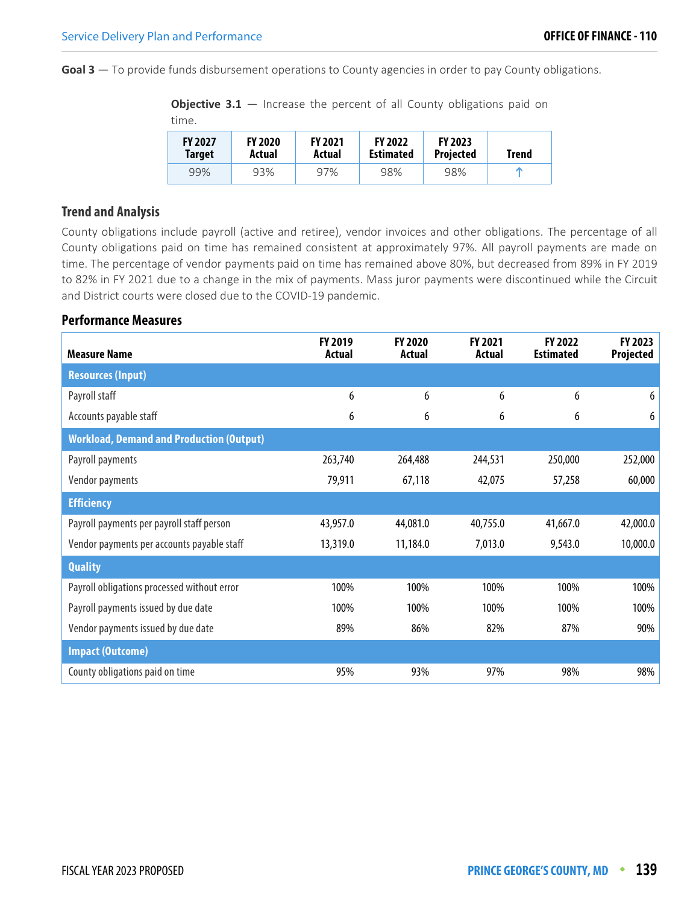**Goal 3** — To provide funds disbursement operations to County agencies in order to pay County obligations.

**Objective 3.1** — Increase the percent of all County obligations paid on time.

| FY 2027 Target | FY 2020 Actual | FY 2021 Actual | FY 2022 Estimated | FY 2023 Projected | Trend |
|---|---|---|---|---|---|
| 99% | 93% | 97% | 98% | 98% | ↑ |

### Trend and Analysis

County obligations include payroll (active and retiree), vendor invoices and other obligations. The percentage of all County obligations paid on time has remained consistent at approximately 97%. All payroll payments are made on time. The percentage of vendor payments paid on time has remained above 80%, but decreased from 89% in FY 2019 to 82% in FY 2021 due to a change in the mix of payments. Mass juror payments were discontinued while the Circuit and District courts were closed due to the COVID-19 pandemic.

### Performance Measures

| Measure Name | FY 2019 Actual | FY 2020 Actual | FY 2021 Actual | FY 2022 Estimated | FY 2023 Projected |
|---|---|---|---|---|---|
| **Resources (Input)** | | | | | |
| Payroll staff | 6 | 6 | 6 | 6 | 6 |
| Accounts payable staff | 6 | 6 | 6 | 6 | 6 |
| **Workload, Demand and Production (Output)** | | | | | |
| Payroll payments | 263,740 | 264,488 | 244,531 | 250,000 | 252,000 |
| Vendor payments | 79,911 | 67,118 | 42,075 | 57,258 | 60,000 |
| **Efficiency** | | | | | |
| Payroll payments per payroll staff person | 43,957.0 | 44,081.0 | 40,755.0 | 41,667.0 | 42,000.0 |
| Vendor payments per accounts payable staff | 13,319.0 | 11,184.0 | 7,013.0 | 9,543.0 | 10,000.0 |
| **Quality** | | | | | |
| Payroll obligations processed without error | 100% | 100% | 100% | 100% | 100% |
| Payroll payments issued by due date | 100% | 100% | 100% | 100% | 100% |
| Vendor payments issued by due date | 89% | 86% | 82% | 87% | 90% |
| **Impact (Outcome)** | | | | | |
| County obligations paid on time | 95% | 93% | 97% | 98% | 98% |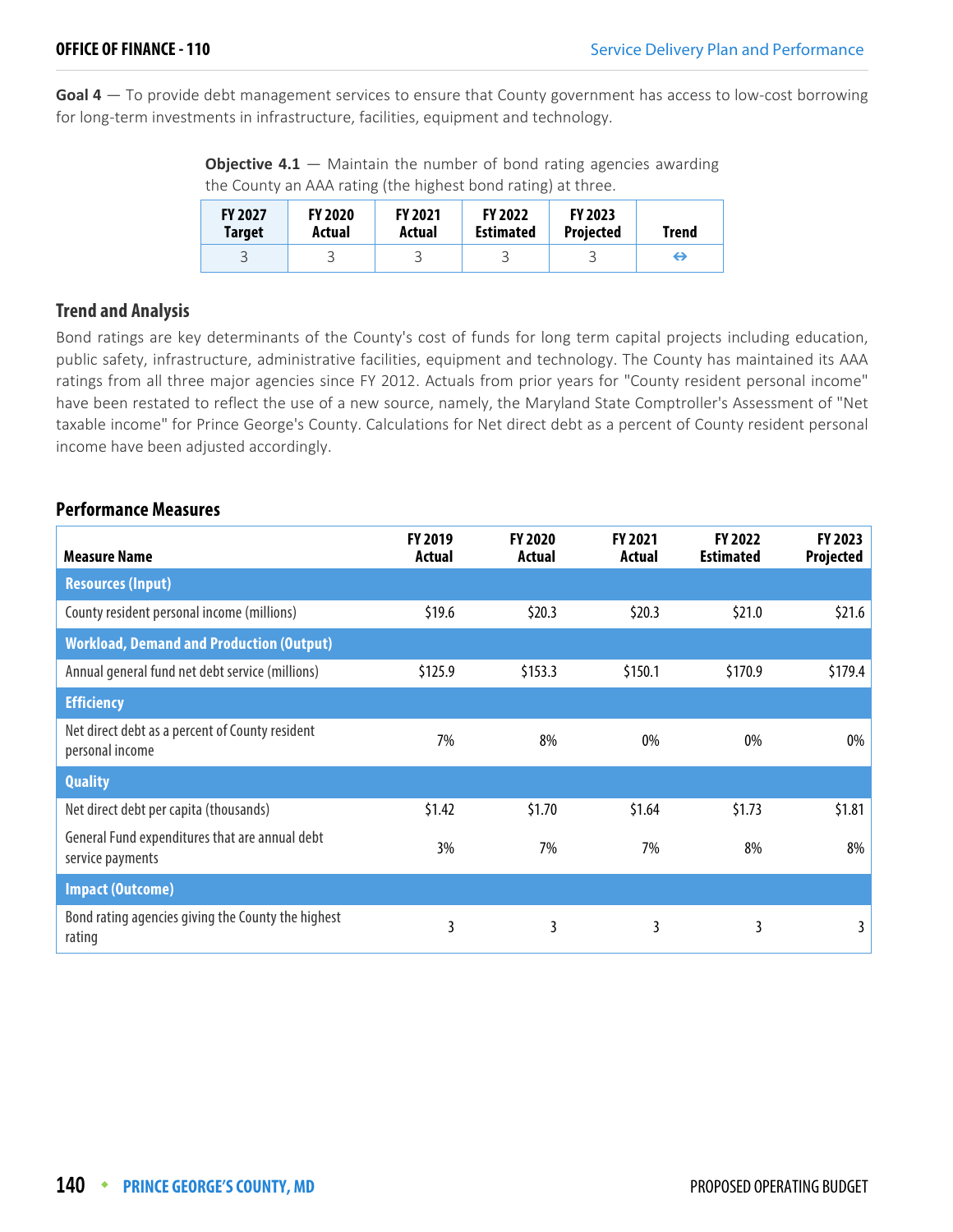**Goal 4** — To provide debt management services to ensure that County government has access to low-cost borrowing for long-term investments in infrastructure, facilities, equipment and technology.

**Objective 4.1** — Maintain the number of bond rating agencies awarding the County an AAA rating (the highest bond rating) at three.

| FY 2027 Target | FY 2020 Actual | FY 2021 Actual | FY 2022 Estimated | FY 2023 Projected | Trend |
|---|---|---|---|---|---|
| 3 | 3 | 3 | 3 | 3 | ⇔ |

### Trend and Analysis

Bond ratings are key determinants of the County's cost of funds for long term capital projects including education, public safety, infrastructure, administrative facilities, equipment and technology. The County has maintained its AAA ratings from all three major agencies since FY 2012. Actuals from prior years for "County resident personal income" have been restated to reflect the use of a new source, namely, the Maryland State Comptroller's Assessment of "Net taxable income" for Prince George's County. Calculations for Net direct debt as a percent of County resident personal income have been adjusted accordingly.

### Performance Measures

| Measure Name | FY 2019 Actual | FY 2020 Actual | FY 2021 Actual | FY 2022 Estimated | FY 2023 Projected |
|---|---|---|---|---|---|
| **Resources (Input)** | | | | | |
| County resident personal income (millions) | $19.6 | $20.3 | $20.3 | $21.0 | $21.6 |
| **Workload, Demand and Production (Output)** | | | | | |
| Annual general fund net debt service (millions) | $125.9 | $153.3 | $150.1 | $170.9 | $179.4 |
| **Efficiency** | | | | | |
| Net direct debt as a percent of County resident personal income | 7% | 8% | 0% | 0% | 0% |
| **Quality** | | | | | |
| Net direct debt per capita (thousands) | $1.42 | $1.70 | $1.64 | $1.73 | $1.81 |
| General Fund expenditures that are annual debt service payments | 3% | 7% | 7% | 8% | 8% |
| **Impact (Outcome)** | | | | | |
| Bond rating agencies giving the County the highest rating | 3 | 3 | 3 | 3 | 3 |